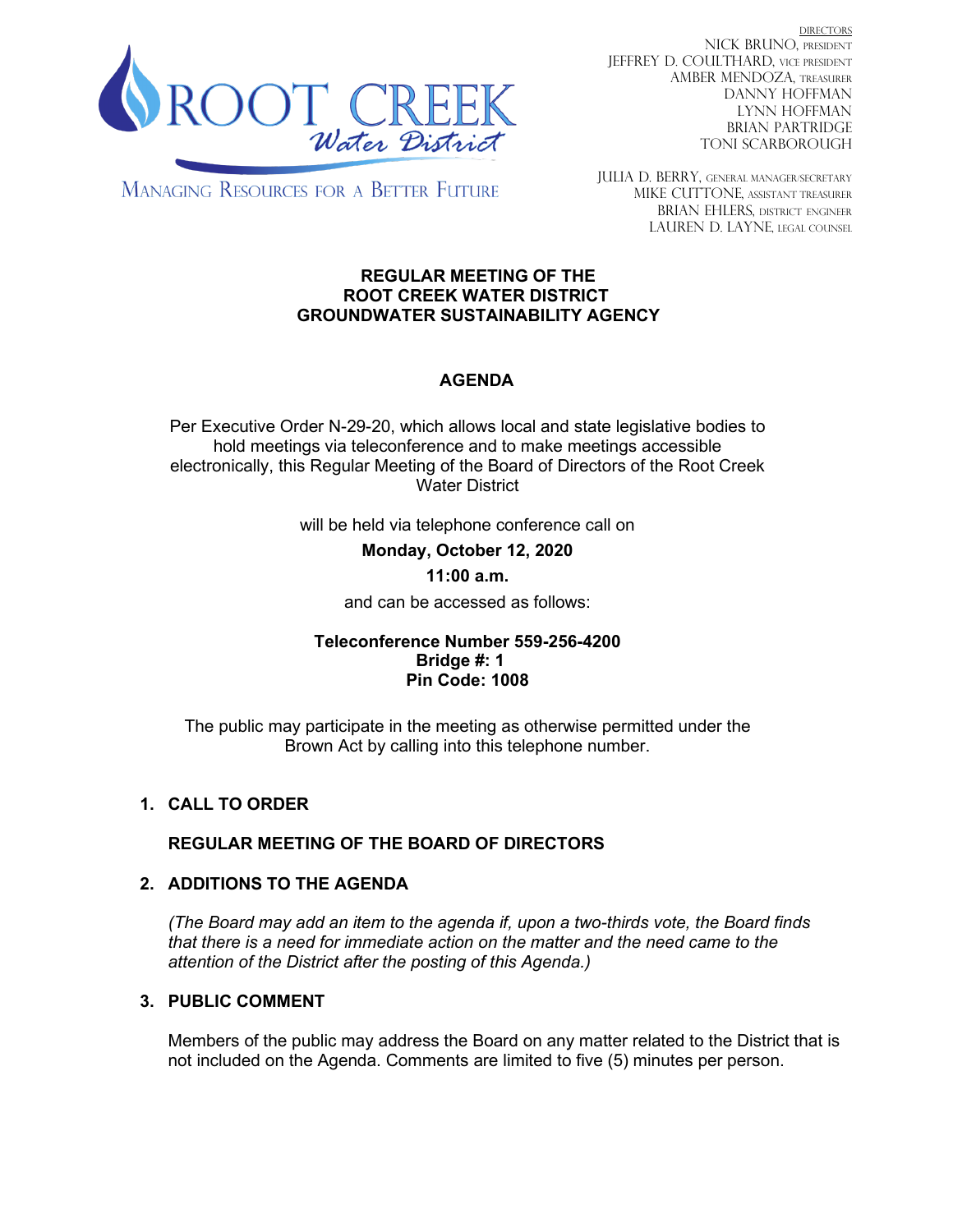ROOT CREEK *Water District*

MANAGING RESOURCES FOR A BETTER FUTURE

DIRECTORS
NICK BRUNO, PRESIDENT
JEFFREY D. COULTHARD, VICE PRESIDENT
AMBER MENDOZA, TREASURER
DANNY HOFFMAN
LYNN HOFFMAN
BRIAN PARTRIDGE
TONI SCARBOROUGH

JULIA D. BERRY, GENERAL MANAGER/SECRETARY
MIKE CUTTONE, ASSISTANT TREASURER
BRIAN EHLERS, DISTRICT ENGINEER
LAUREN D. LAYNE, LEGAL COUNSEL

**REGULAR MEETING OF THE**
**ROOT CREEK WATER DISTRICT**
**GROUNDWATER SUSTAINABILITY AGENCY**

**AGENDA**

Per Executive Order N-29-20, which allows local and state legislative bodies to hold meetings via teleconference and to make meetings accessible electronically, this Regular Meeting of the Board of Directors of the Root Creek Water District

will be held via telephone conference call on

**Monday, October 12, 2020**

**11:00 a.m.**

and can be accessed as follows:

**Teleconference Number 559-256-4200**
**Bridge #: 1**
**Pin Code: 1008**

The public may participate in the meeting as otherwise permitted under the Brown Act by calling into this telephone number.

1. **CALL TO ORDER**

   **REGULAR MEETING OF THE BOARD OF DIRECTORS**

2. **ADDITIONS TO THE AGENDA**

   *(The Board may add an item to the agenda if, upon a two-thirds vote, the Board finds that there is a need for immediate action on the matter and the need came to the attention of the District after the posting of this Agenda.)*

3. **PUBLIC COMMENT**

   Members of the public may address the Board on any matter related to the District that is not included on the Agenda. Comments are limited to five (5) minutes per person.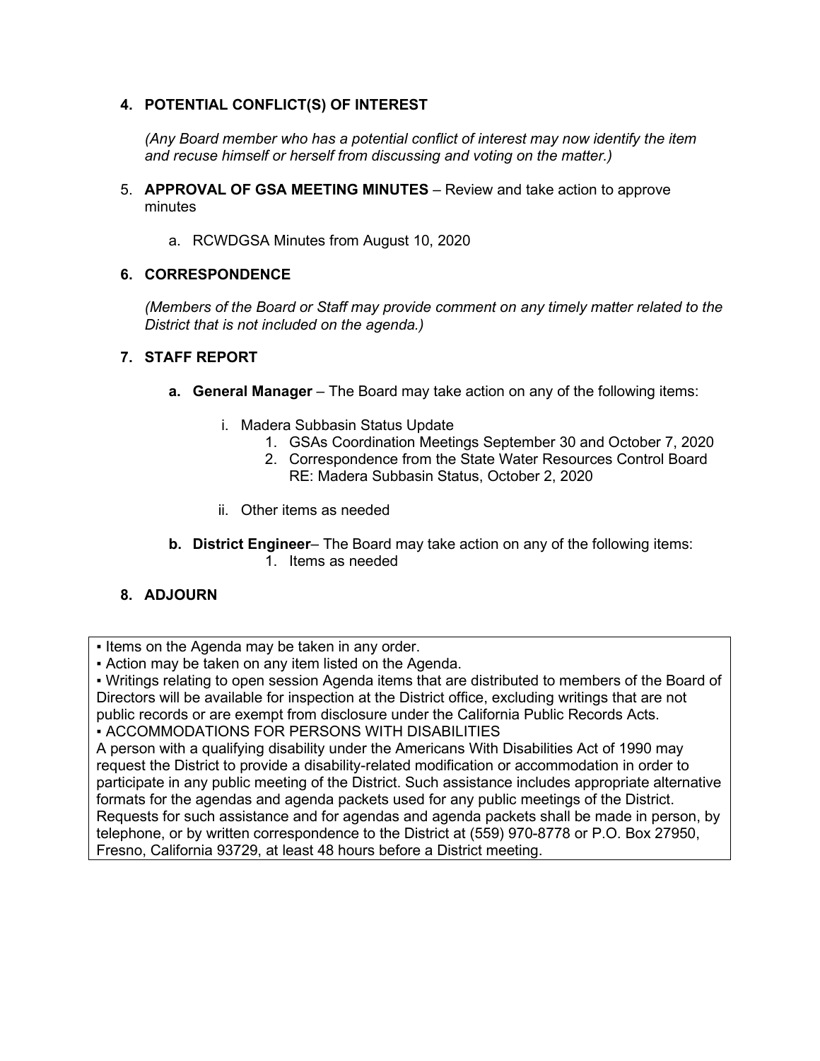**4. POTENTIAL CONFLICT(S) OF INTEREST**

*(Any Board member who has a potential conflict of interest may now identify the item and recuse himself or herself from discussing and voting on the matter.)*

5. **APPROVAL OF GSA MEETING MINUTES** – Review and take action to approve minutes

   a. RCWDGSA Minutes from August 10, 2020

**6. CORRESPONDENCE**

*(Members of the Board or Staff may provide comment on any timely matter related to the District that is not included on the agenda.)*

**7. STAFF REPORT**

   **a. General Manager** – The Board may take action on any of the following items:

      i. Madera Subbasin Status Update
         1. GSAs Coordination Meetings September 30 and October 7, 2020
         2. Correspondence from the State Water Resources Control Board RE: Madera Subbasin Status, October 2, 2020

      ii. Other items as needed

   **b. District Engineer**– The Board may take action on any of the following items:
         1. Items as needed

**8. ADJOURN**

▪ Items on the Agenda may be taken in any order.
▪ Action may be taken on any item listed on the Agenda.
▪ Writings relating to open session Agenda items that are distributed to members of the Board of Directors will be available for inspection at the District office, excluding writings that are not public records or are exempt from disclosure under the California Public Records Acts.
▪ ACCOMMODATIONS FOR PERSONS WITH DISABILITIES
A person with a qualifying disability under the Americans With Disabilities Act of 1990 may request the District to provide a disability-related modification or accommodation in order to participate in any public meeting of the District. Such assistance includes appropriate alternative formats for the agendas and agenda packets used for any public meetings of the District. Requests for such assistance and for agendas and agenda packets shall be made in person, by telephone, or by written correspondence to the District at (559) 970-8778 or P.O. Box 27950, Fresno, California 93729, at least 48 hours before a District meeting.